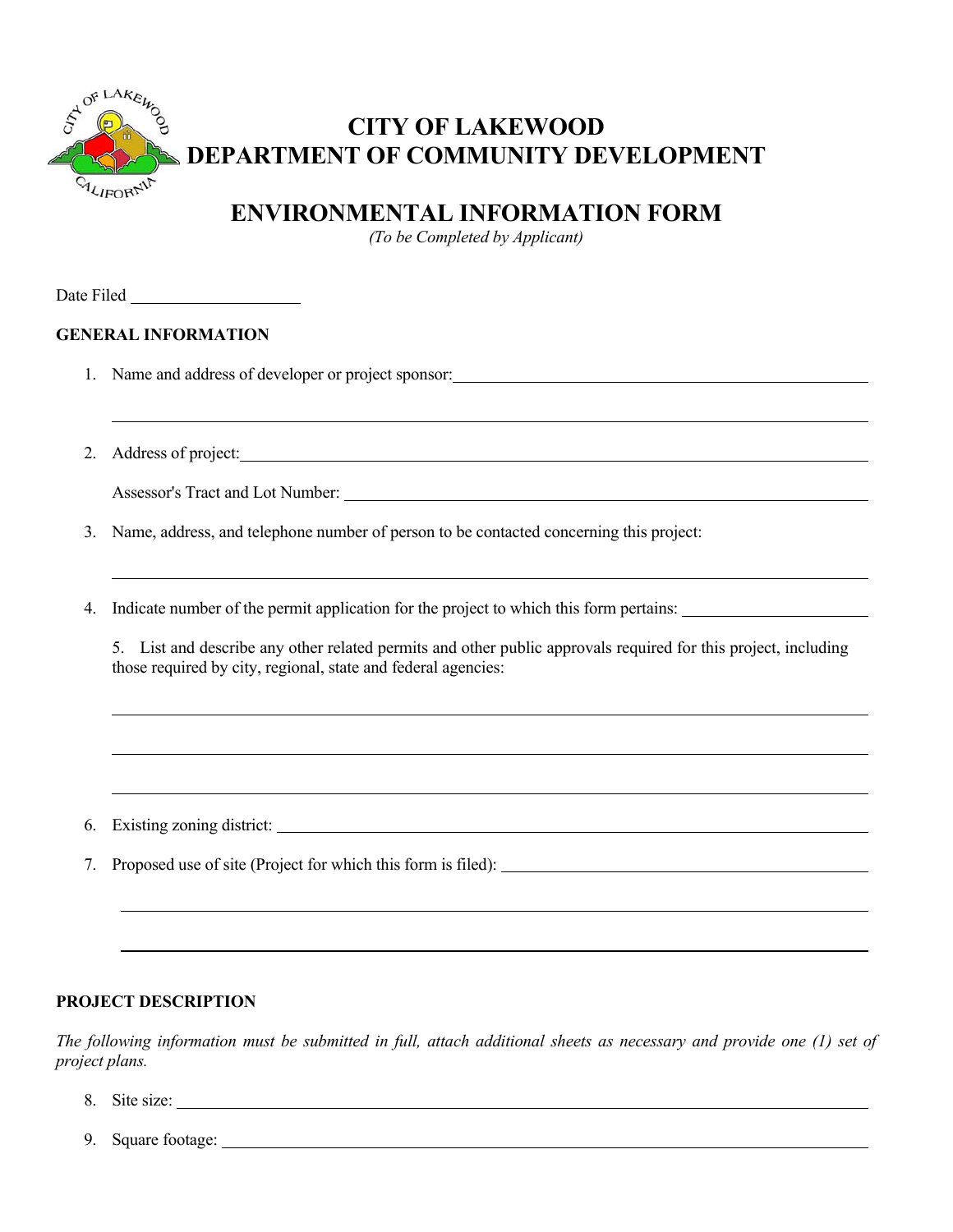# CITY OF LAKEWOOD
# DEPARTMENT OF COMMUNITY DEVELOPMENT

## ENVIRONMENTAL INFORMATION FORM

*(To be Completed by Applicant)*

Date Filed ____________________

### GENERAL INFORMATION

1. Name and address of developer or project sponsor: ____________________________________________

   ____________________________________________

2. Address of project: ____________________________________________

   Assessor's Tract and Lot Number: ____________________________________________

3. Name, address, and telephone number of person to be contacted concerning this project:

   ____________________________________________

4. Indicate number of the permit application for the project to which this form pertains: ____________________

5. List and describe any other related permits and other public approvals required for this project, including those required by city, regional, state and federal agencies:

   ____________________________________________

   ____________________________________________

   ____________________________________________

6. Existing zoning district: ____________________________________________

7. Proposed use of site (Project for which this form is filed): ____________________________________________

   ____________________________________________

   ____________________________________________

### PROJECT DESCRIPTION

*The following information must be submitted in full, attach additional sheets as necessary and provide one (1) set of project plans.*

8. Site size: ____________________________________________

9. Square footage: ____________________________________________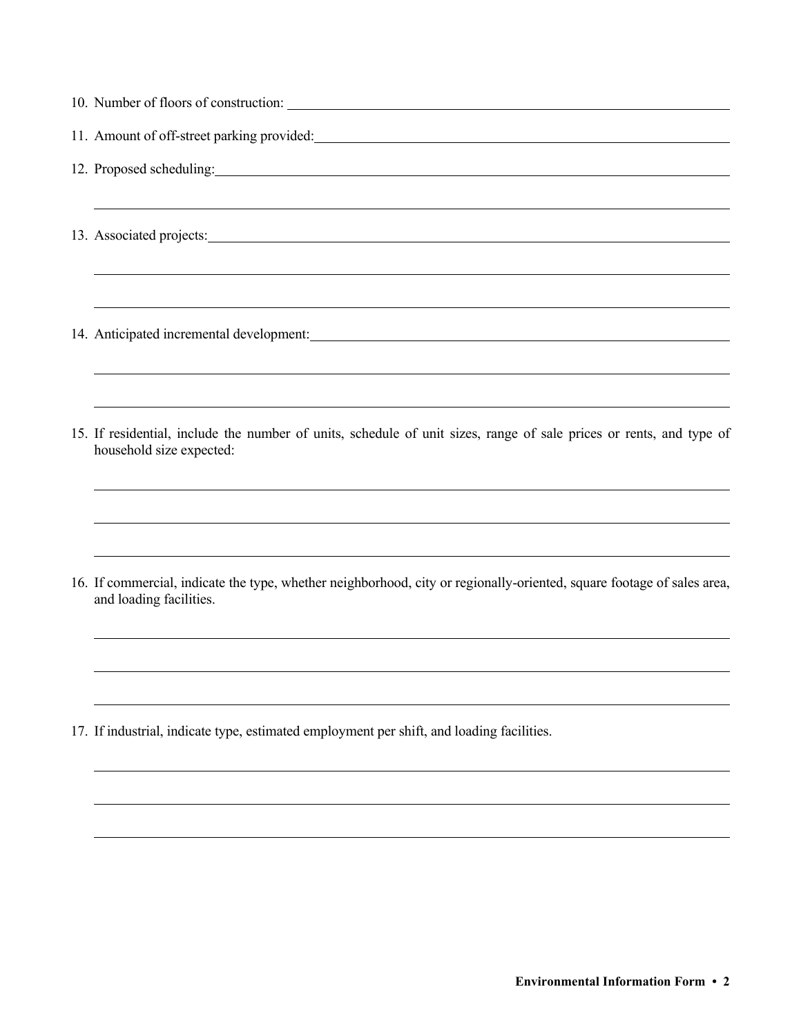10. Number of floors of construction: \_\_\_\_\_\_\_\_\_\_\_\_\_\_\_\_\_\_\_\_\_\_\_\_\_\_\_\_\_\_

11. Amount of off-street parking provided: \_\_\_\_\_\_\_\_\_\_\_\_\_\_\_\_\_\_\_\_\_\_\_\_\_\_\_\_\_\_

12. Proposed scheduling: \_\_\_\_\_\_\_\_\_\_\_\_\_\_\_\_\_\_\_\_\_\_\_\_\_\_\_\_\_\_

13. Associated projects: \_\_\_\_\_\_\_\_\_\_\_\_\_\_\_\_\_\_\_\_\_\_\_\_\_\_\_\_\_\_

14. Anticipated incremental development: \_\_\_\_\_\_\_\_\_\_\_\_\_\_\_\_\_\_\_\_\_\_\_\_\_\_\_\_\_\_

15. If residential, include the number of units, schedule of unit sizes, range of sale prices or rents, and type of household size expected:

16. If commercial, indicate the type, whether neighborhood, city or regionally-oriented, square footage of sales area, and loading facilities.

17. If industrial, indicate type, estimated employment per shift, and loading facilities.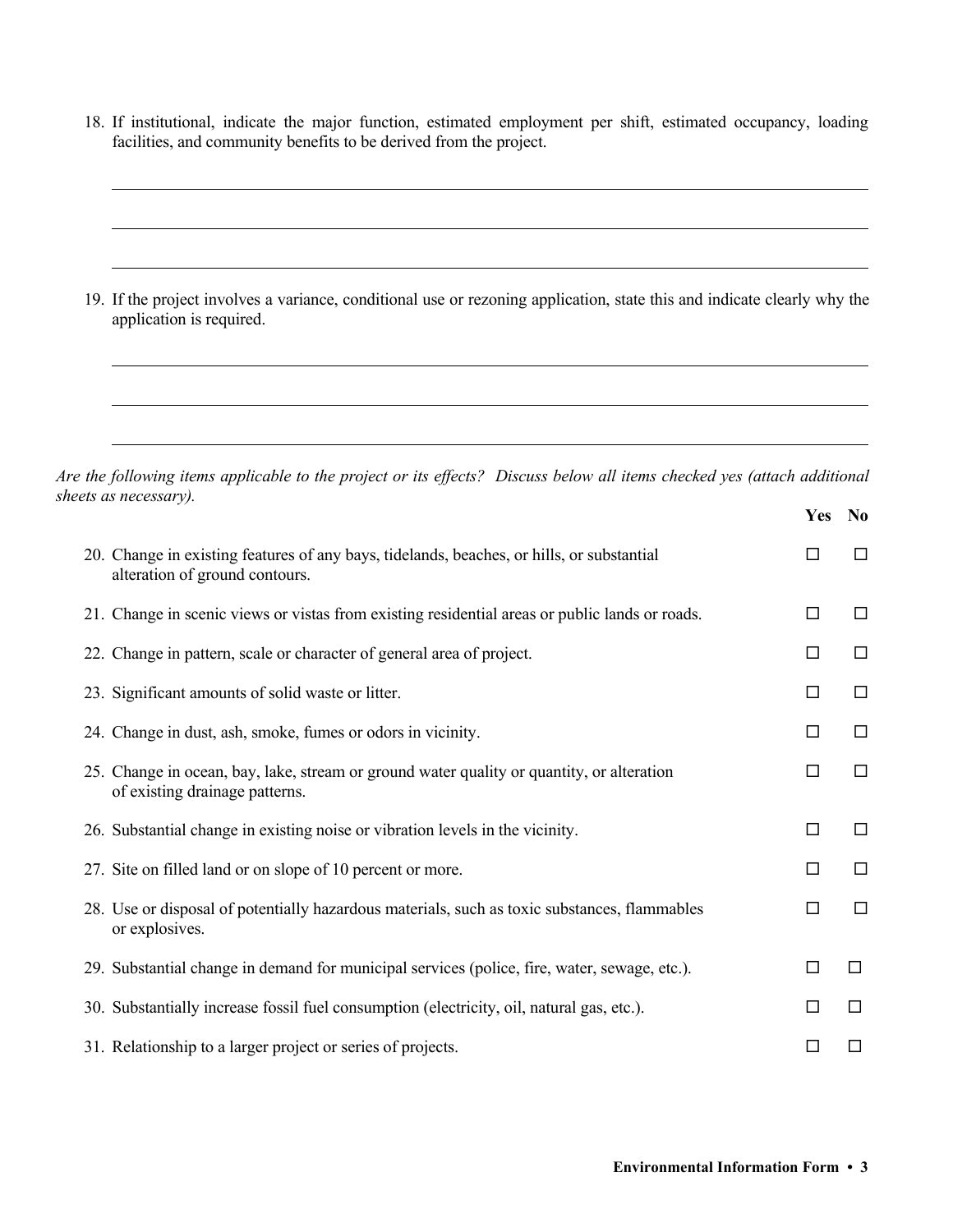18. If institutional, indicate the major function, estimated employment per shift, estimated occupancy, loading facilities, and community benefits to be derived from the project.

\_\_\_\_\_\_\_\_\_\_\_\_\_\_\_\_\_\_\_\_\_\_\_\_\_\_\_\_\_\_\_\_\_\_\_\_\_\_\_\_\_\_\_\_\_\_\_\_\_\_\_\_\_\_\_\_\_\_\_\_\_\_\_\_\_\_

\_\_\_\_\_\_\_\_\_\_\_\_\_\_\_\_\_\_\_\_\_\_\_\_\_\_\_\_\_\_\_\_\_\_\_\_\_\_\_\_\_\_\_\_\_\_\_\_\_\_\_\_\_\_\_\_\_\_\_\_\_\_\_\_\_\_

\_\_\_\_\_\_\_\_\_\_\_\_\_\_\_\_\_\_\_\_\_\_\_\_\_\_\_\_\_\_\_\_\_\_\_\_\_\_\_\_\_\_\_\_\_\_\_\_\_\_\_\_\_\_\_\_\_\_\_\_\_\_\_\_\_\_

19. If the project involves a variance, conditional use or rezoning application, state this and indicate clearly why the application is required.

\_\_\_\_\_\_\_\_\_\_\_\_\_\_\_\_\_\_\_\_\_\_\_\_\_\_\_\_\_\_\_\_\_\_\_\_\_\_\_\_\_\_\_\_\_\_\_\_\_\_\_\_\_\_\_\_\_\_\_\_\_\_\_\_\_\_

\_\_\_\_\_\_\_\_\_\_\_\_\_\_\_\_\_\_\_\_\_\_\_\_\_\_\_\_\_\_\_\_\_\_\_\_\_\_\_\_\_\_\_\_\_\_\_\_\_\_\_\_\_\_\_\_\_\_\_\_\_\_\_\_\_\_

\_\_\_\_\_\_\_\_\_\_\_\_\_\_\_\_\_\_\_\_\_\_\_\_\_\_\_\_\_\_\_\_\_\_\_\_\_\_\_\_\_\_\_\_\_\_\_\_\_\_\_\_\_\_\_\_\_\_\_\_\_\_\_\_\_\_

*Are the following items applicable to the project or its effects? Discuss below all items checked yes (attach additional sheets as necessary).*

| | **Yes** | **No** |
|---|---|---|
| 20. Change in existing features of any bays, tidelands, beaches, or hills, or substantial alteration of ground contours. | ☐ | ☐ |
| 21. Change in scenic views or vistas from existing residential areas or public lands or roads. | ☐ | ☐ |
| 22. Change in pattern, scale or character of general area of project. | ☐ | ☐ |
| 23. Significant amounts of solid waste or litter. | ☐ | ☐ |
| 24. Change in dust, ash, smoke, fumes or odors in vicinity. | ☐ | ☐ |
| 25. Change in ocean, bay, lake, stream or ground water quality or quantity, or alteration of existing drainage patterns. | ☐ | ☐ |
| 26. Substantial change in existing noise or vibration levels in the vicinity. | ☐ | ☐ |
| 27. Site on filled land or on slope of 10 percent or more. | ☐ | ☐ |
| 28. Use or disposal of potentially hazardous materials, such as toxic substances, flammables or explosives. | ☐ | ☐ |
| 29. Substantial change in demand for municipal services (police, fire, water, sewage, etc.). | ☐ | ☐ |
| 30. Substantially increase fossil fuel consumption (electricity, oil, natural gas, etc.). | ☐ | ☐ |
| 31. Relationship to a larger project or series of projects. | ☐ | ☐ |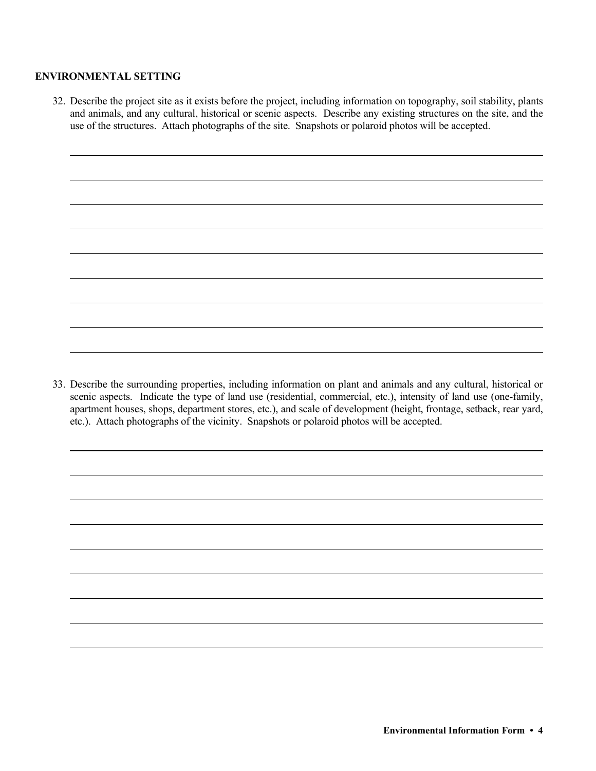## ENVIRONMENTAL SETTING

32. Describe the project site as it exists before the project, including information on topography, soil stability, plants and animals, and any cultural, historical or scenic aspects. Describe any existing structures on the site, and the use of the structures. Attach photographs of the site. Snapshots or polaroid photos will be accepted.

33. Describe the surrounding properties, including information on plant and animals and any cultural, historical or scenic aspects. Indicate the type of land use (residential, commercial, etc.), intensity of land use (one-family, apartment houses, shops, department stores, etc.), and scale of development (height, frontage, setback, rear yard, etc.). Attach photographs of the vicinity. Snapshots or polaroid photos will be accepted.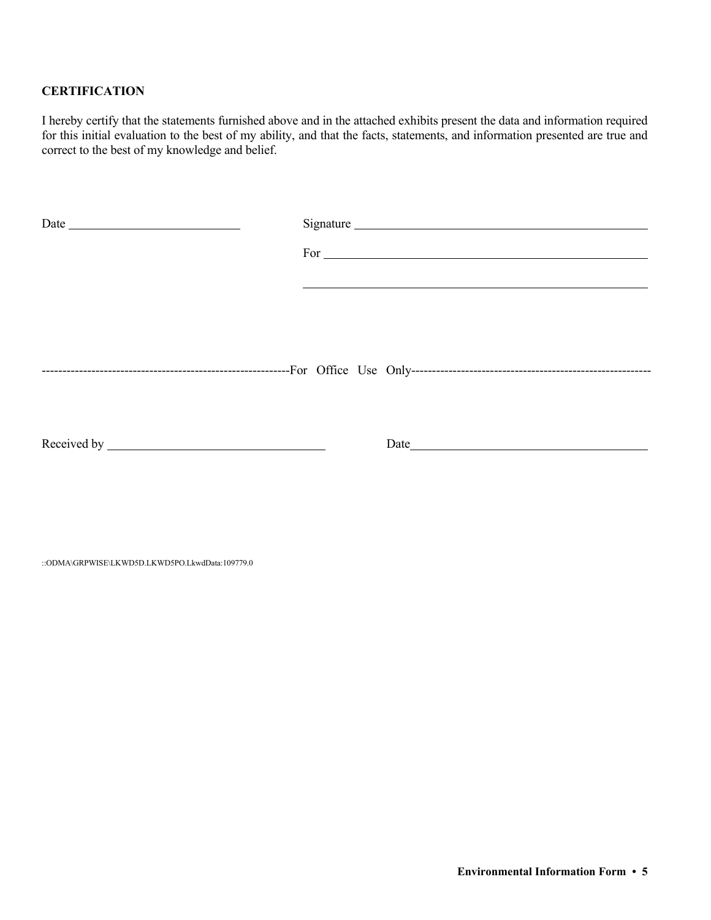**CERTIFICATION**

I hereby certify that the statements furnished above and in the attached exhibits present the data and information required for this initial evaluation to the best of my ability, and that the facts, statements, and information presented are true and correct to the best of my knowledge and belief.

Date ____________________________ Signature __________________________________________________

For _______________________________________________________

___________________________________________________________

------------------------------------------------------------For Office Use Only----------------------------------------------------------

Received by ____________________________________ Date________________________________________

::ODMA\GRPWISE\LKWD5D.LKWD5PO.LkwdData:109779.0